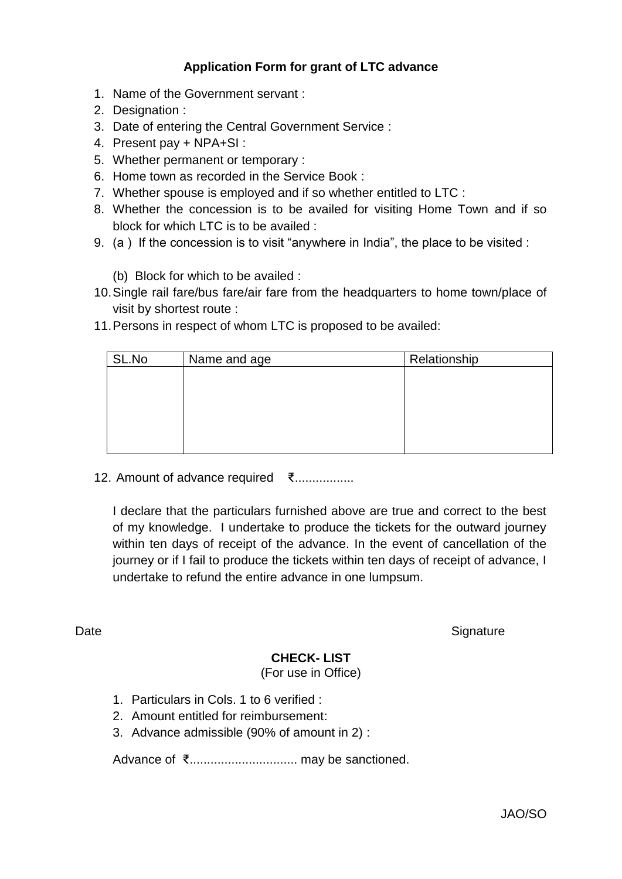## Application Form for grant of LTC advance

1. Name of the Government servant :
2. Designation :
3. Date of entering the Central Government Service :
4. Present pay + NPA+SI :
5. Whether permanent or temporary :
6. Home town as recorded in the Service Book :
7. Whether spouse is employed and if so whether entitled to LTC :
8. Whether the concession is to be availed for visiting Home Town and if so block for which LTC is to be availed :
9. (a ) If the concession is to visit "anywhere in India", the place to be visited :

   (b) Block for which to be availed :
10. Single rail fare/bus fare/air fare from the headquarters to home town/place of visit by shortest route :
11. Persons in respect of whom LTC is proposed to be availed:

| SL.No | Name and age | Relationship |
|---|---|---|
| | | |

12. Amount of advance required ₹.................

I declare that the particulars furnished above are true and correct to the best of my knowledge. I undertake to produce the tickets for the outward journey within ten days of receipt of the advance. In the event of cancellation of the journey or if I fail to produce the tickets within ten days of receipt of advance, I undertake to refund the entire advance in one lumpsum.

Date Signature

### CHECK- LIST
(For use in Office)

1. Particulars in Cols. 1 to 6 verified :
2. Amount entitled for reimbursement:
3. Advance admissible (90% of amount in 2) :

Advance of ₹............................... may be sanctioned.

JAO/SO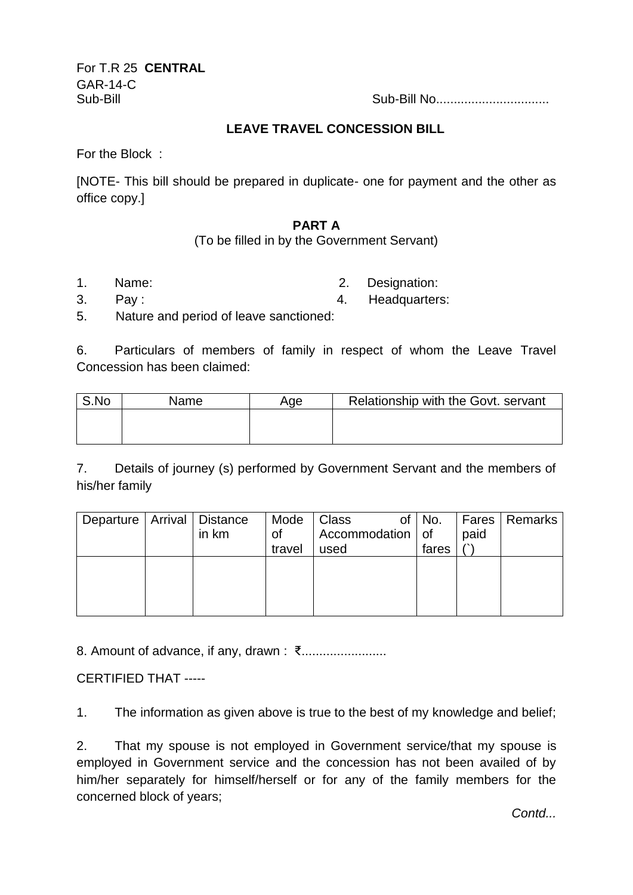For T.R 25 **CENTRAL**
GAR-14-C
Sub-Bill

Sub-Bill No...............................

## LEAVE TRAVEL CONCESSION BILL

For the Block :

[NOTE- This bill should be prepared in duplicate- one for payment and the other as office copy.]

### PART A

(To be filled in by the Government Servant)

1. Name:
2. Designation:
3. Pay :
4. Headquarters:
5. Nature and period of leave sanctioned:

6. Particulars of members of family in respect of whom the Leave Travel Concession has been claimed:

| S.No | Name | Age | Relationship with the Govt. servant |
|---|---|---|---|
| | | | |

7. Details of journey (s) performed by Government Servant and the members of his/her family

| Departure | Arrival | Distance in km | Mode of travel | Class of Accommodation used | No. of fares | Fares paid (`) | Remarks |
|---|---|---|---|---|---|---|---|
| | | | | | | | |

8. Amount of advance, if any, drawn : ₹........................

CERTIFIED THAT -----

1. The information as given above is true to the best of my knowledge and belief;

2. That my spouse is not employed in Government service/that my spouse is employed in Government service and the concession has not been availed of by him/her separately for himself/herself or for any of the family members for the concerned block of years;

*Contd...*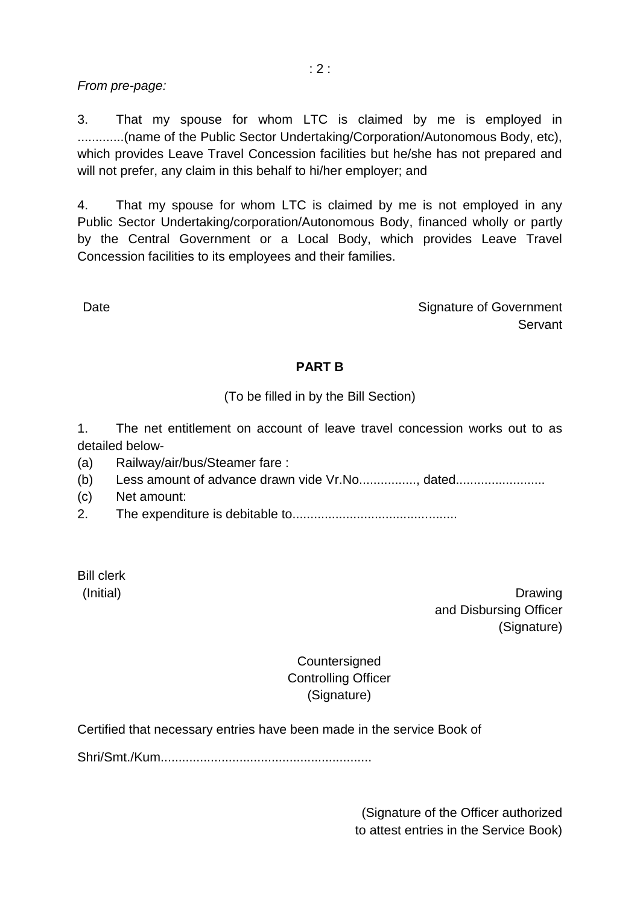*From pre-page:*

3. That my spouse for whom LTC is claimed by me is employed in ............(name of the Public Sector Undertaking/Corporation/Autonomous Body, etc), which provides Leave Travel Concession facilities but he/she has not prepared and will not prefer, any claim in this behalf to hi/her employer; and

4. That my spouse for whom LTC is claimed by me is not employed in any Public Sector Undertaking/corporation/Autonomous Body, financed wholly or partly by the Central Government or a Local Body, which provides Leave Travel Concession facilities to its employees and their families.

Date

Signature of Government Servant

## PART B

(To be filled in by the Bill Section)

1. The net entitlement on account of leave travel concession works out to as detailed below-

(a) Railway/air/bus/Steamer fare :

(b) Less amount of advance drawn vide Vr.No................, dated.........................

(c) Net amount:

2. The expenditure is debitable to.............................................

Bill clerk
(Initial)

Drawing and Disbursing Officer
(Signature)

Countersigned
Controlling Officer
(Signature)

Certified that necessary entries have been made in the service Book of

Shri/Smt./Kum..........................................................

(Signature of the Officer authorized to attest entries in the Service Book)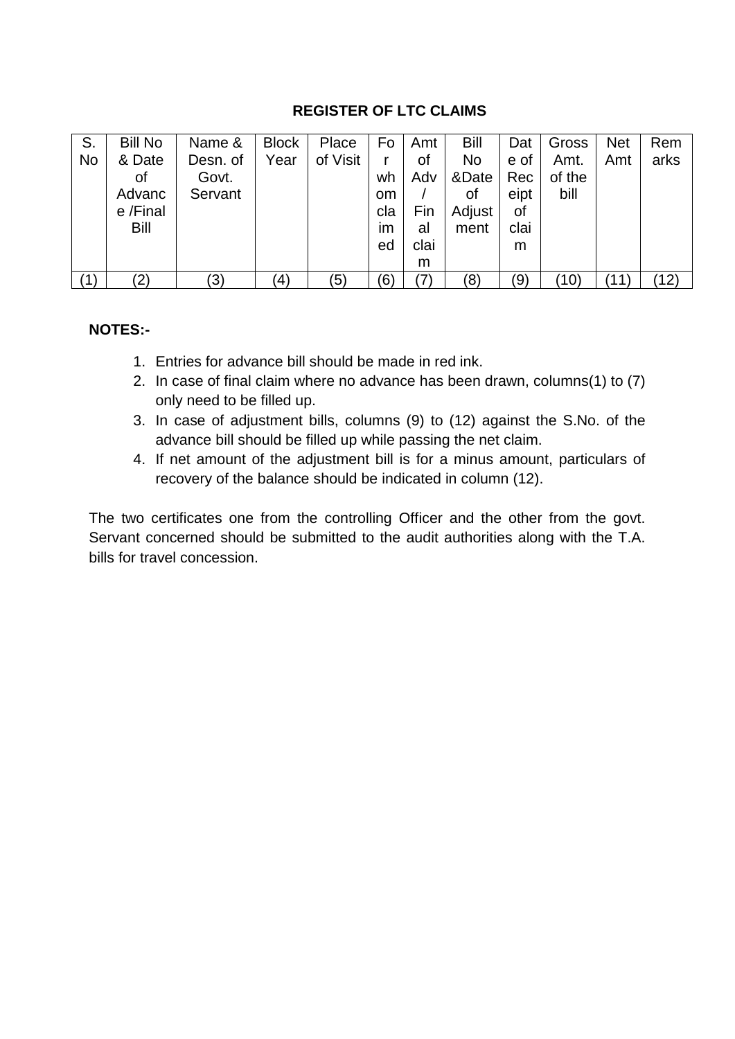## REGISTER OF LTC CLAIMS

| S. No | Bill No & Date of Advance /Final Bill | Name & Desn. of Govt. Servant | Block Year | Place of Visit | For whom claimed | Amt of Adv / Final claim | Bill No &Date of Adjustment | Date of Receipt of claim | Gross Amt. of the bill | Net Amt | Remarks |
|---|---|---|---|---|---|---|---|---|---|---|---|
| (1) | (2) | (3) | (4) | (5) | (6) | (7) | (8) | (9) | (10) | (11) | (12) |

**NOTES:-**

1. Entries for advance bill should be made in red ink.
2. In case of final claim where no advance has been drawn, columns(1) to (7) only need to be filled up.
3. In case of adjustment bills, columns (9) to (12) against the S.No. of the advance bill should be filled up while passing the net claim.
4. If net amount of the adjustment bill is for a minus amount, particulars of recovery of the balance should be indicated in column (12).

The two certificates one from the controlling Officer and the other from the govt. Servant concerned should be submitted to the audit authorities along with the T.A. bills for travel concession.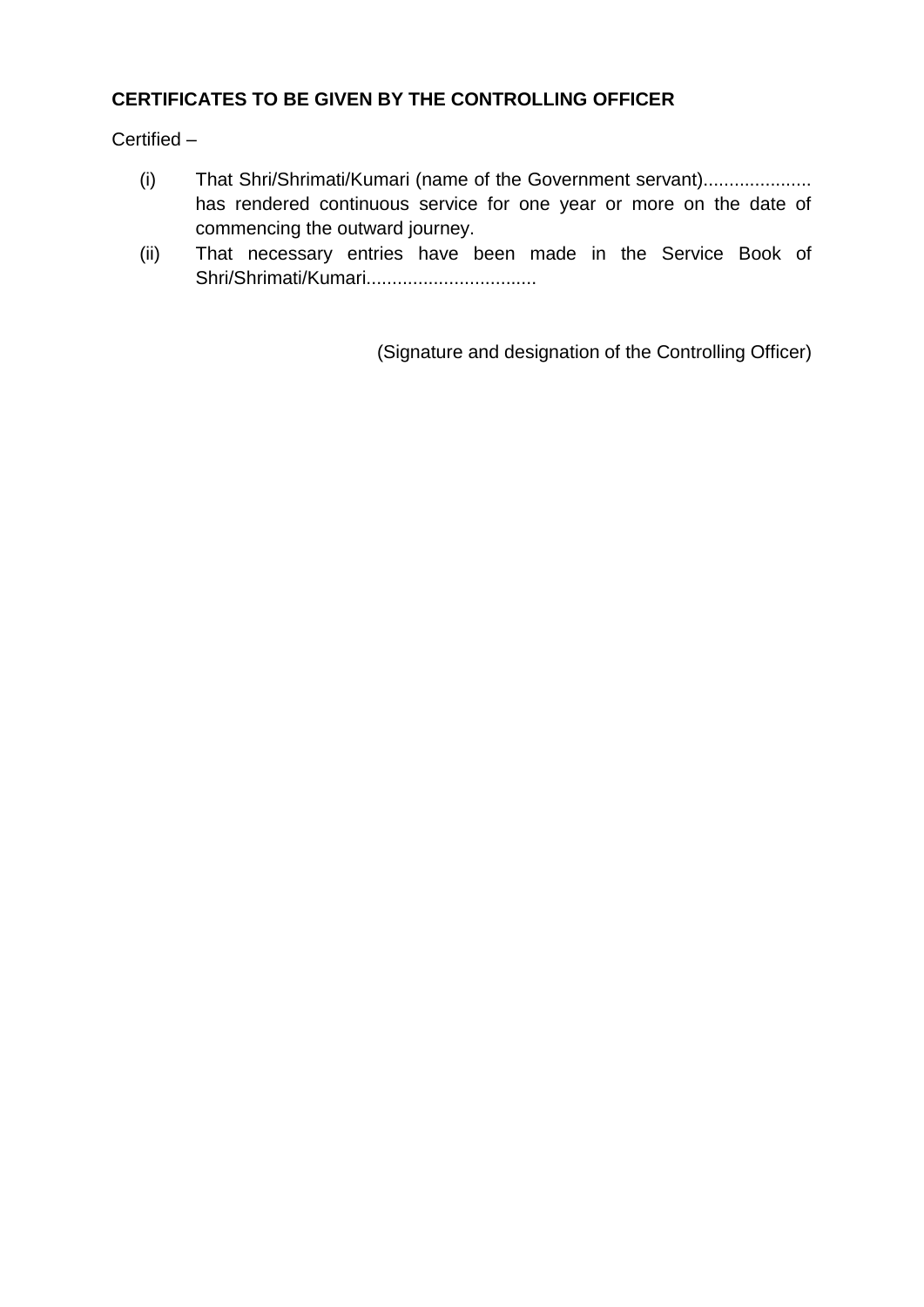**CERTIFICATES TO BE GIVEN BY THE CONTROLLING OFFICER**

Certified –

(i) That Shri/Shrimati/Kumari (name of the Government servant).................... has rendered continuous service for one year or more on the date of commencing the outward journey.

(ii) That necessary entries have been made in the Service Book of Shri/Shrimati/Kumari.................................

(Signature and designation of the Controlling Officer)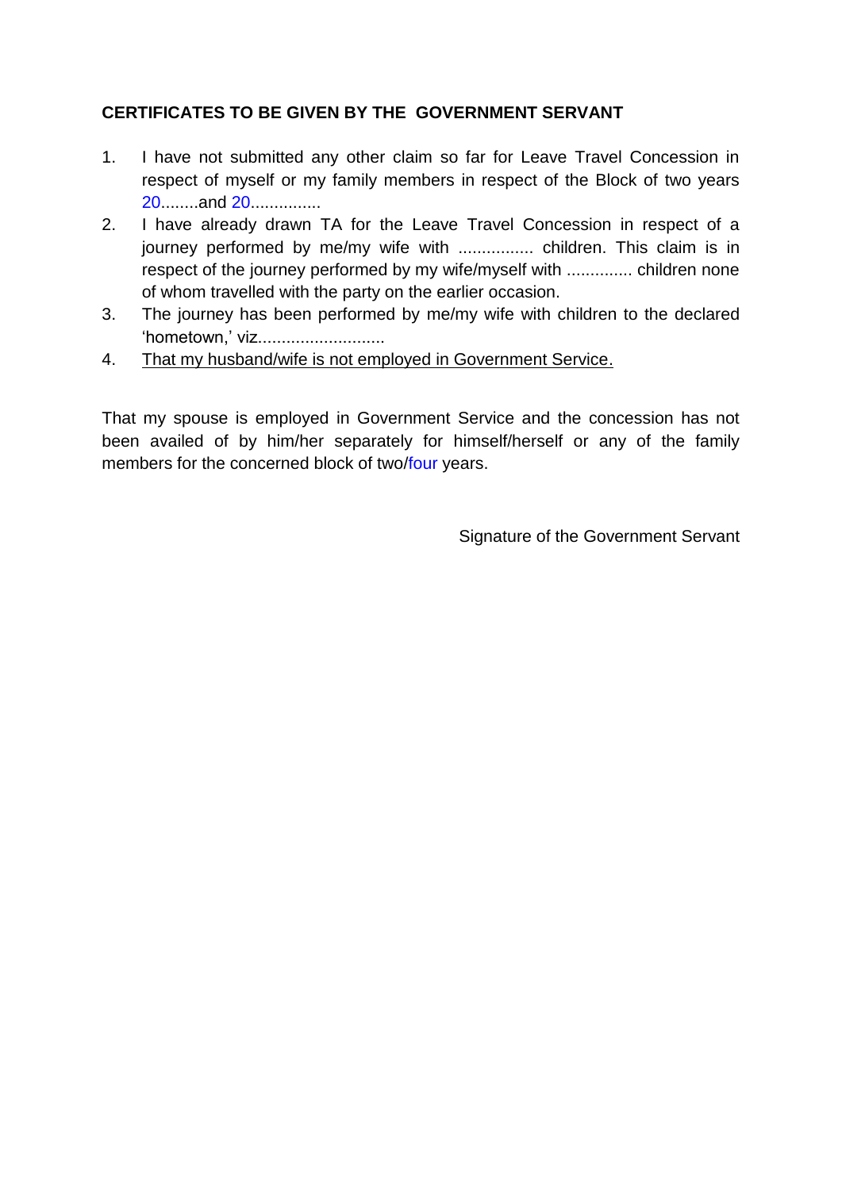**CERTIFICATES TO BE GIVEN BY THE GOVERNMENT SERVANT**

1. I have not submitted any other claim so far for Leave Travel Concession in respect of myself or my family members in respect of the Block of two years 20........and 20...............
2. I have already drawn TA for the Leave Travel Concession in respect of a journey performed by me/my wife with ................ children. This claim is in respect of the journey performed by my wife/myself with .............. children none of whom travelled with the party on the earlier occasion.
3. The journey has been performed by me/my wife with children to the declared 'hometown,' viz...........................
4. <u>That my husband/wife is not employed in Government Service.</u>

That my spouse is employed in Government Service and the concession has not been availed of by him/her separately for himself/herself or any of the family members for the concerned block of two/four years.

Signature of the Government Servant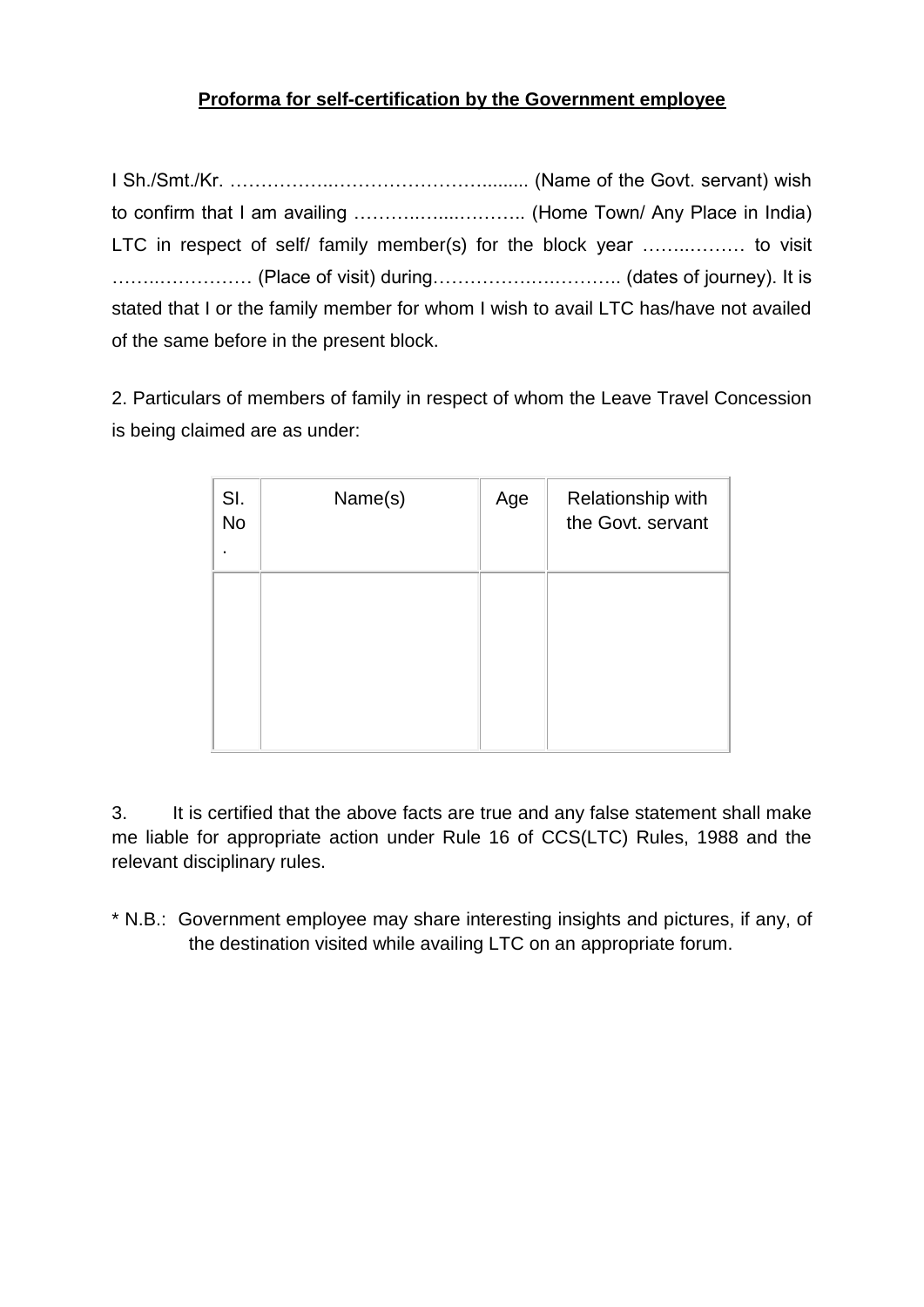**Proforma for self-certification by the Government employee**

I Sh./Smt./Kr. ……………..………………………........ (Name of the Govt. servant) wish to confirm that I am availing ………..…....……….. (Home Town/ Any Place in India) LTC in respect of self/ family member(s) for the block year ……..……… to visit ……..…………… (Place of visit) during……………….……….. (dates of journey). It is stated that I or the family member for whom I wish to avail LTC has/have not availed of the same before in the present block.

2. Particulars of members of family in respect of whom the Leave Travel Concession is being claimed are as under:

| Sl. No. | Name(s) | Age | Relationship with the Govt. servant |
|---|---|---|---|
| | | | |

3. It is certified that the above facts are true and any false statement shall make me liable for appropriate action under Rule 16 of CCS(LTC) Rules, 1988 and the relevant disciplinary rules.

* N.B.: Government employee may share interesting insights and pictures, if any, of the destination visited while availing LTC on an appropriate forum.